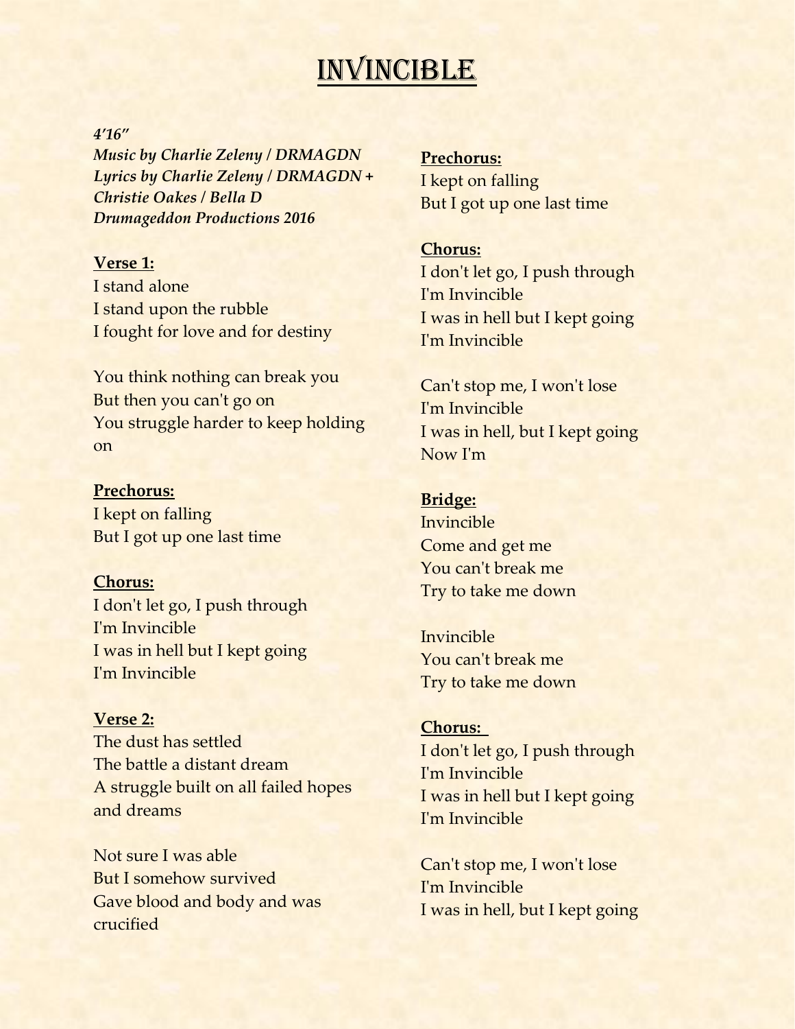# Invincible

*4'16"*
*Music by Charlie Zeleny / DRMAGDN*
*Lyrics by Charlie Zeleny / DRMAGDN + Christie Oakes / Bella D*
*Drumageddon Productions 2016*

**Verse 1:**
I stand alone
I stand upon the rubble
I fought for love and for destiny

You think nothing can break you
But then you can't go on
You struggle harder to keep holding on

**Prechorus:**
I kept on falling
But I got up one last time

**Chorus:**
I don't let go, I push through
I'm Invincible
I was in hell but I kept going
I'm Invincible

**Verse 2:**
The dust has settled
The battle a distant dream
A struggle built on all failed hopes and dreams

Not sure I was able
But I somehow survived
Gave blood and body and was crucified

**Prechorus:**
I kept on falling
But I got up one last time

**Chorus:**
I don't let go, I push through
I'm Invincible
I was in hell but I kept going
I'm Invincible

Can't stop me, I won't lose
I'm Invincible
I was in hell, but I kept going
Now I'm

**Bridge:**
Invincible
Come and get me
You can't break me
Try to take me down

Invincible
You can't break me
Try to take me down

**Chorus:**
I don't let go, I push through
I'm Invincible
I was in hell but I kept going
I'm Invincible

Can't stop me, I won't lose
I'm Invincible
I was in hell, but I kept going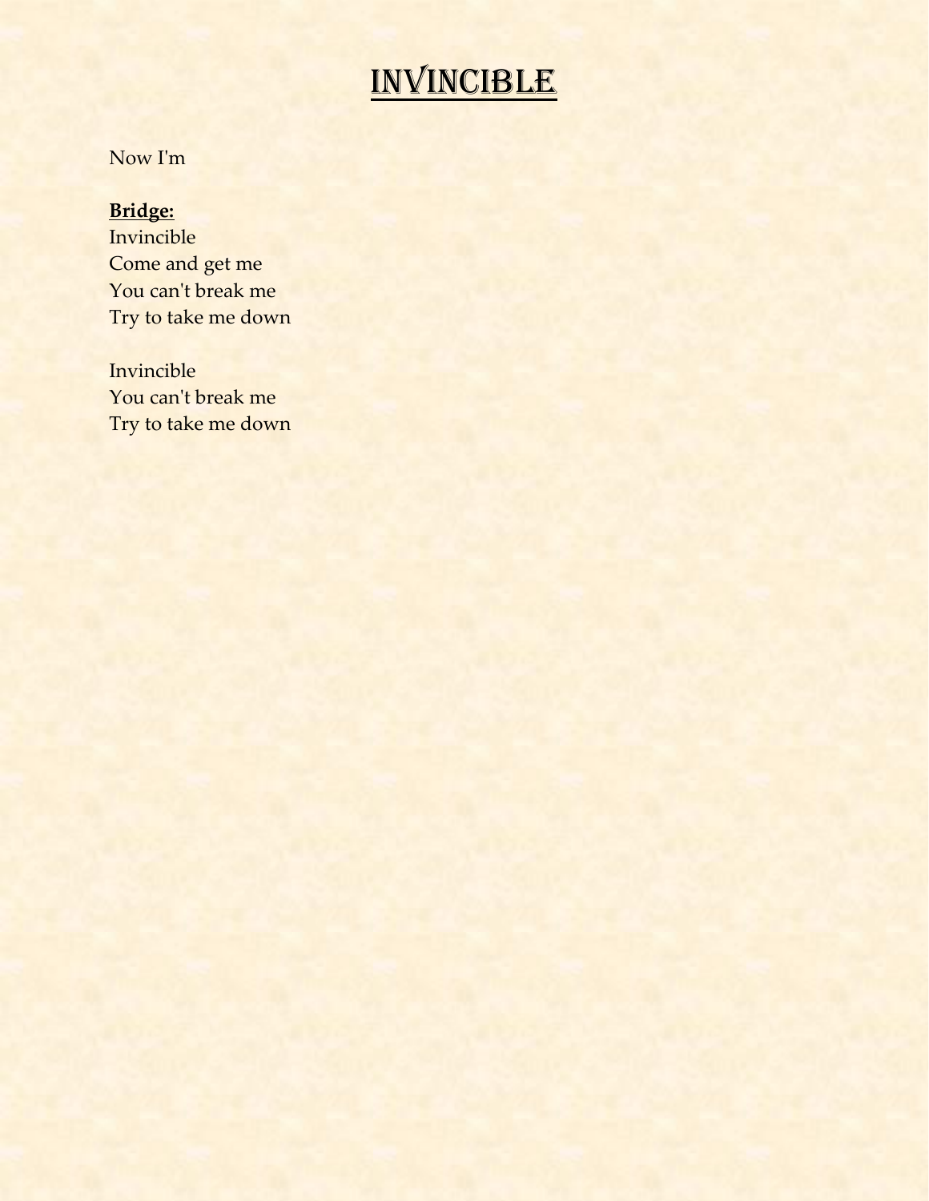# INVINCIBLE

Now I'm

**Bridge:**
Invincible
Come and get me
You can't break me
Try to take me down

Invincible
You can't break me
Try to take me down